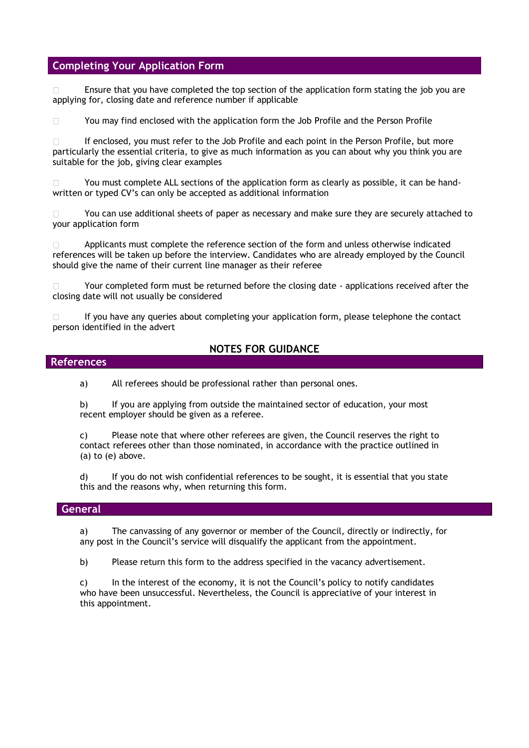## Completing Your Application Form

- Ensure that you have completed the top section of the application form stating the job you are applying for, closing date and reference number if applicable
- You may find enclosed with the application form the Job Profile and the Person Profile
- If enclosed, you must refer to the Job Profile and each point in the Person Profile, but more particularly the essential criteria, to give as much information as you can about why you think you are suitable for the job, giving clear examples
- You must complete ALL sections of the application form as clearly as possible, it can be hand-written or typed CV's can only be accepted as additional information
- You can use additional sheets of paper as necessary and make sure they are securely attached to your application form
- Applicants must complete the reference section of the form and unless otherwise indicated references will be taken up before the interview. Candidates who are already employed by the Council should give the name of their current line manager as their referee
- Your completed form must be returned before the closing date - applications received after the closing date will not usually be considered
- If you have any queries about completing your application form, please telephone the contact person identified in the advert

**NOTES FOR GUIDANCE**

## References

a) All referees should be professional rather than personal ones.

b) If you are applying from outside the maintained sector of education, your most recent employer should be given as a referee.

c) Please note that where other referees are given, the Council reserves the right to contact referees other than those nominated, in accordance with the practice outlined in (a) to (e) above.

d) If you do not wish confidential references to be sought, it is essential that you state this and the reasons why, when returning this form.

## General

a) The canvassing of any governor or member of the Council, directly or indirectly, for any post in the Council's service will disqualify the applicant from the appointment.

b) Please return this form to the address specified in the vacancy advertisement.

c) In the interest of the economy, it is not the Council's policy to notify candidates who have been unsuccessful. Nevertheless, the Council is appreciative of your interest in this appointment.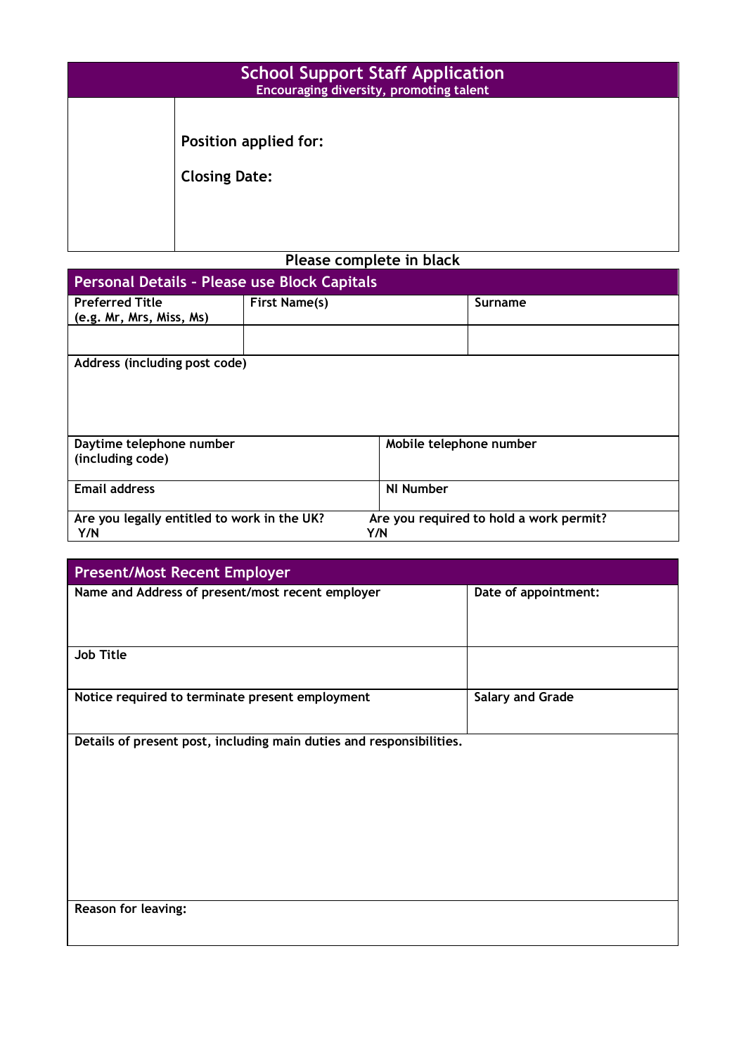# School Support Staff Application

**Encouraging diversity, promoting talent**

| | |
|---|---|
| | **Position applied for:**<br><br>**Closing Date:** |

**Please complete in black**

## Personal Details – Please use Block Capitals

| Preferred Title (e.g. Mr, Mrs, Miss, Ms) | First Name(s) | Surname |
|---|---|---|
| | | |

| Address (including post code) | |
|---|---|
| | |
| **Daytime telephone number (including code)** | **Mobile telephone number** |
| **Email address** | **NI Number** |
| **Are you legally entitled to work in the UK?** Y/N | **Are you required to hold a work permit?** Y/N |

## Present/Most Recent Employer

| Name and Address of present/most recent employer | Date of appointment: |
|---|---|
| **Job Title** | |
| **Notice required to terminate present employment** | **Salary and Grade** |

| Details of present post, including main duties and responsibilities. |
|---|
| |
| **Reason for leaving:** |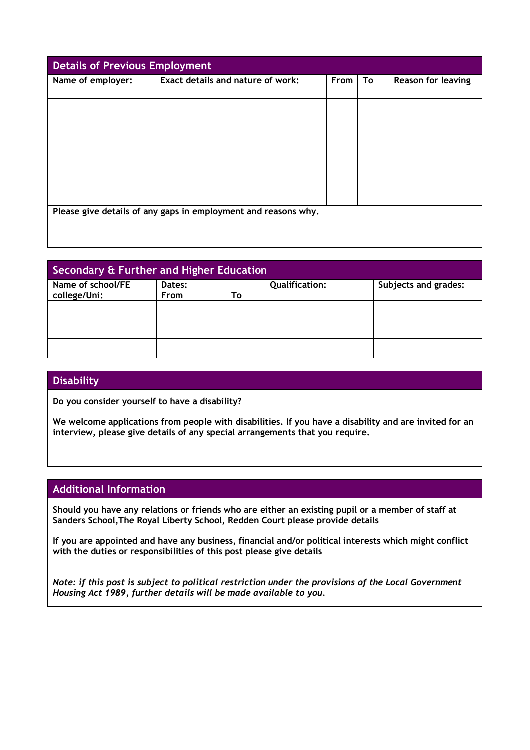## Details of Previous Employment

| Name of employer: | Exact details and nature of work: | From | To | Reason for leaving |
|---|---|---|---|---|
| | | | | |
| | | | | |
| | | | | |

**Please give details of any gaps in employment and reasons why.**

## Secondary & Further and Higher Education

| Name of school/FE college/Uni: | Dates: From To | Qualification: | Subjects and grades: |
|---|---|---|---|
| | | | |
| | | | |
| | | | |

## Disability

**Do you consider yourself to have a disability?**

**We welcome applications from people with disabilities. If you have a disability and are invited for an interview, please give details of any special arrangements that you require.**

## Additional Information

**Should you have any relations or friends who are either an existing pupil or a member of staff at Sanders School,The Royal Liberty School, Redden Court please provide details**

**If you are appointed and have any business, financial and/or political interests which might conflict with the duties or responsibilities of this post please give details**

***Note: if this post is subject to political restriction under the provisions of the Local Government Housing Act 1989, further details will be made available to you.***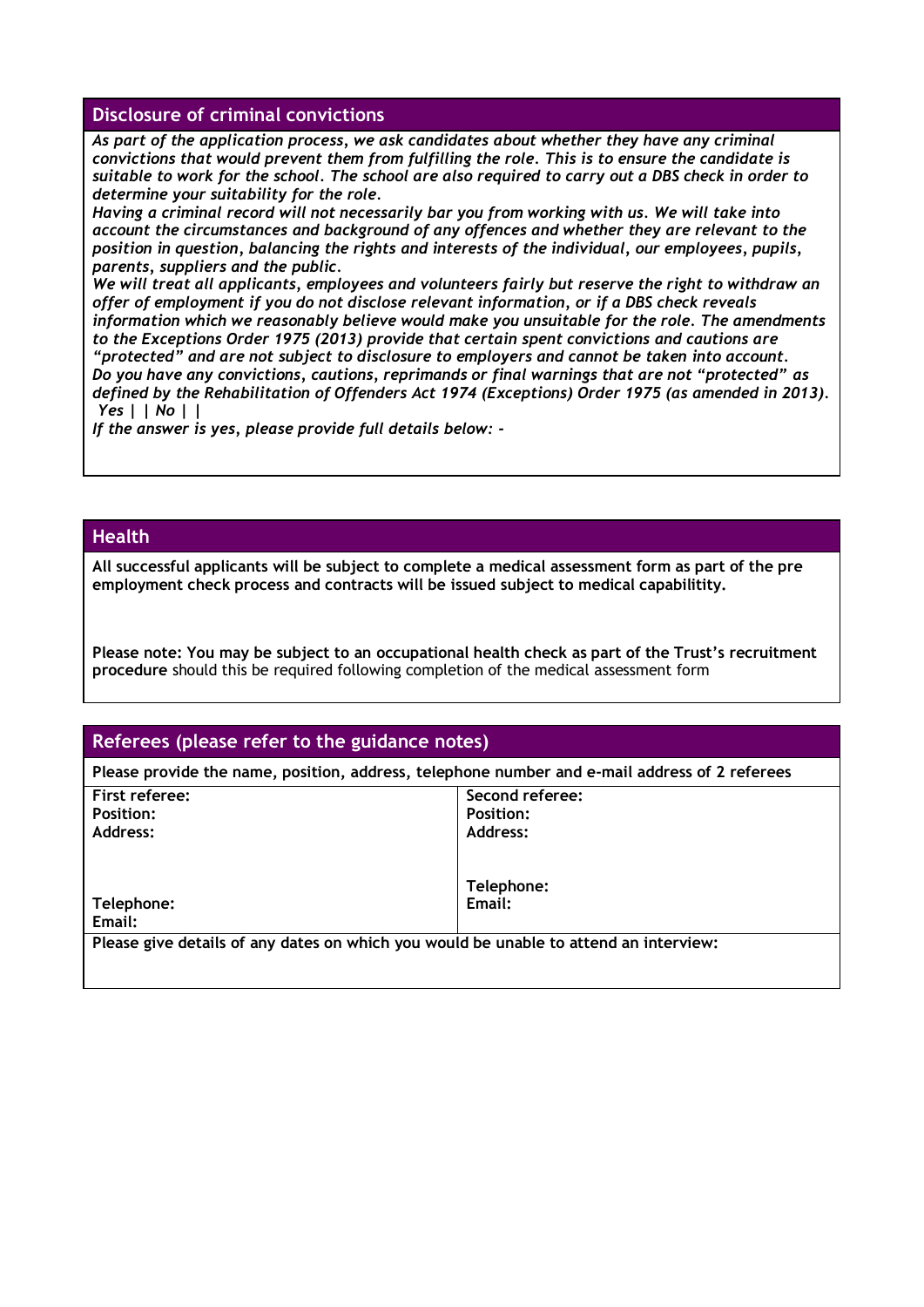## Disclosure of criminal convictions

*As part of the application process, we ask candidates about whether they have any criminal convictions that would prevent them from fulfilling the role. This is to ensure the candidate is suitable to work for the school. The school are also required to carry out a DBS check in order to determine your suitability for the role.*

*Having a criminal record will not necessarily bar you from working with us. We will take into account the circumstances and background of any offences and whether they are relevant to the position in question, balancing the rights and interests of the individual, our employees, pupils, parents, suppliers and the public.*

*We will treat all applicants, employees and volunteers fairly but reserve the right to withdraw an offer of employment if you do not disclose relevant information, or if a DBS check reveals information which we reasonably believe would make you unsuitable for the role. The amendments to the Exceptions Order 1975 (2013) provide that certain spent convictions and cautions are "protected" and are not subject to disclosure to employers and cannot be taken into account.*

*Do you have any convictions, cautions, reprimands or final warnings that are not "protected" as defined by the Rehabilitation of Offenders Act 1974 (Exceptions) Order 1975 (as amended in 2013).*

*Yes | | No | |*

*If the answer is yes, please provide full details below: -*

## Health

**All successful applicants will be subject to complete a medical assessment form as part of the pre employment check process and contracts will be issued subject to medical capabilitity.**

**Please note: You may be subject to an occupational health check as part of the Trust's recruitment procedure** should this be required following completion of the medical assessment form

## Referees (please refer to the guidance notes)

**Please provide the name, position, address, telephone number and e-mail address of 2 referees**

| **First referee:**<br>**Position:**<br>**Address:**<br><br><br>**Telephone:**<br>**Email:** | **Second referee:**<br>**Position:**<br>**Address:**<br><br><br>**Telephone:**<br>**Email:** |
|---|---|

**Please give details of any dates on which you would be unable to attend an interview:**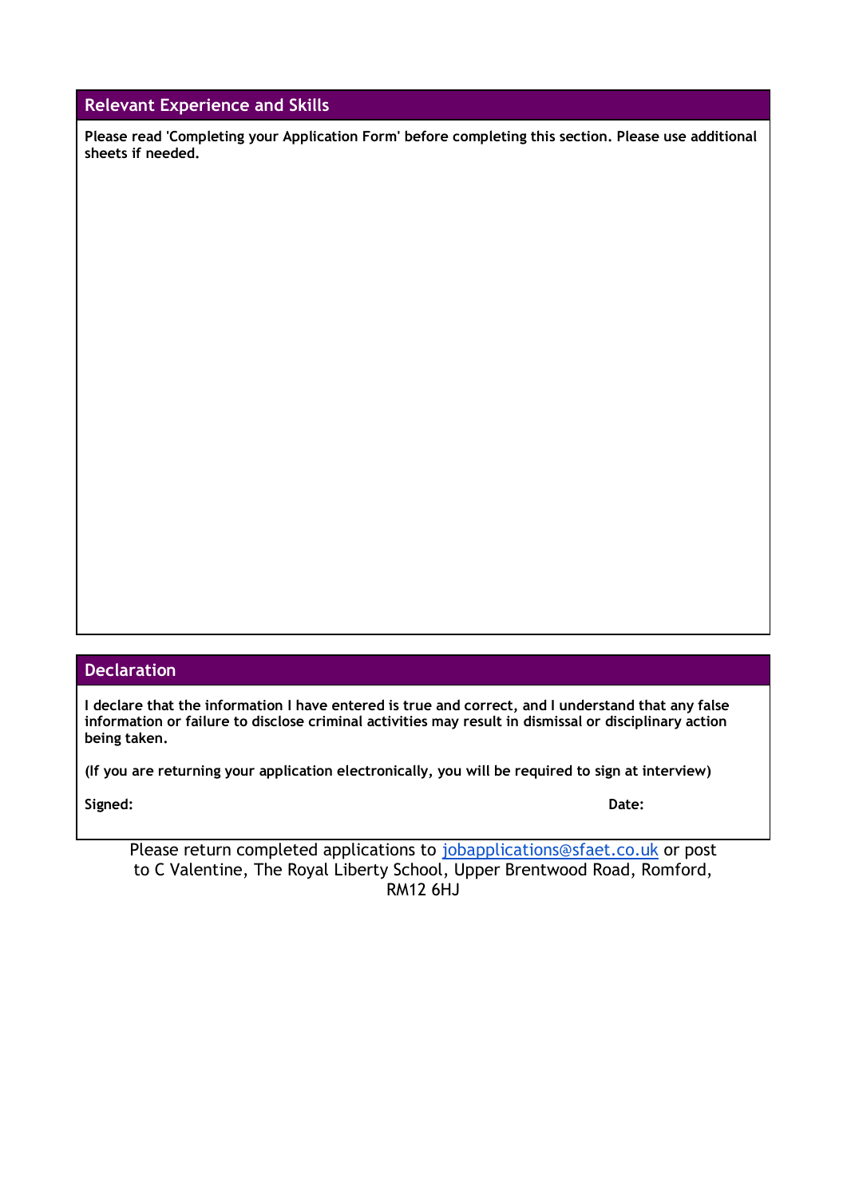## Relevant Experience and Skills

**Please read 'Completing your Application Form' before completing this section. Please use additional sheets if needed.**

## Declaration

**I declare that the information I have entered is true and correct, and I understand that any false information or failure to disclose criminal activities may result in dismissal or disciplinary action being taken.**

**(If you are returning your application electronically, you will be required to sign at interview)**

**Signed:** **Date:**

Please return completed applications to jobapplications@sfaet.co.uk or post to C Valentine, The Royal Liberty School, Upper Brentwood Road, Romford, RM12 6HJ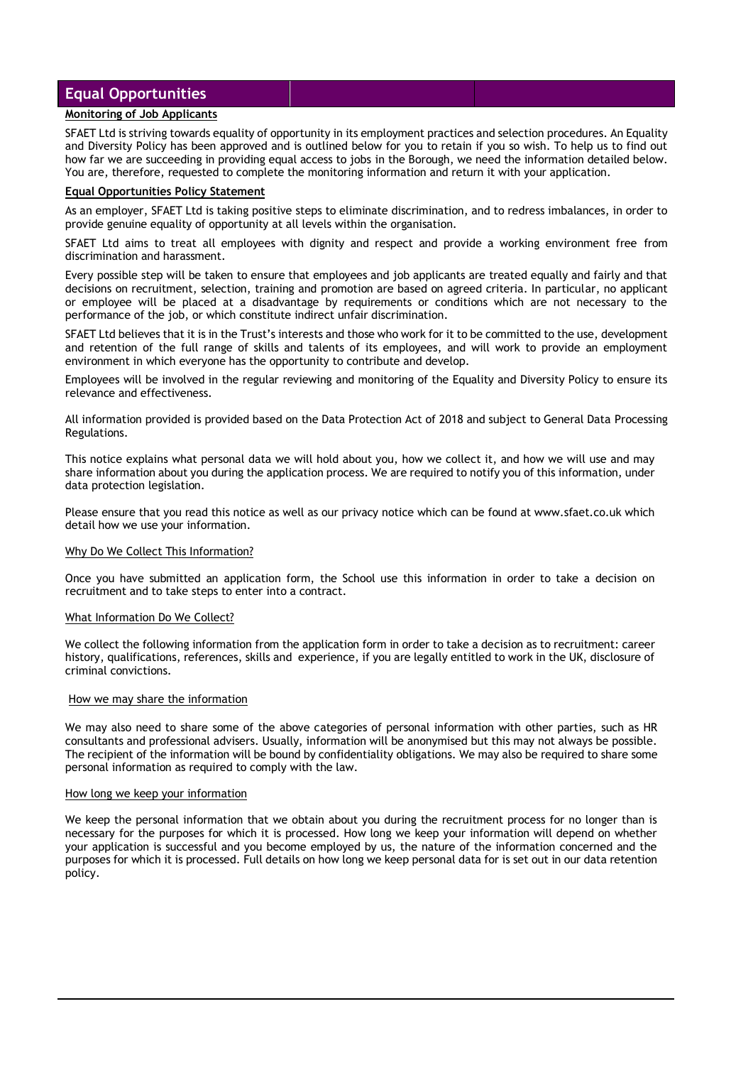## Equal Opportunities

**Monitoring of Job Applicants**

SFAET Ltd is striving towards equality of opportunity in its employment practices and selection procedures. An Equality and Diversity Policy has been approved and is outlined below for you to retain if you so wish. To help us to find out how far we are succeeding in providing equal access to jobs in the Borough, we need the information detailed below. You are, therefore, requested to complete the monitoring information and return it with your application.

**Equal Opportunities Policy Statement**

As an employer, SFAET Ltd is taking positive steps to eliminate discrimination, and to redress imbalances, in order to provide genuine equality of opportunity at all levels within the organisation.

SFAET Ltd aims to treat all employees with dignity and respect and provide a working environment free from discrimination and harassment.

Every possible step will be taken to ensure that employees and job applicants are treated equally and fairly and that decisions on recruitment, selection, training and promotion are based on agreed criteria. In particular, no applicant or employee will be placed at a disadvantage by requirements or conditions which are not necessary to the performance of the job, or which constitute indirect unfair discrimination.

SFAET Ltd believes that it is in the Trust's interests and those who work for it to be committed to the use, development and retention of the full range of skills and talents of its employees, and will work to provide an employment environment in which everyone has the opportunity to contribute and develop.

Employees will be involved in the regular reviewing and monitoring of the Equality and Diversity Policy to ensure its relevance and effectiveness.

All information provided is provided based on the Data Protection Act of 2018 and subject to General Data Processing Regulations.

This notice explains what personal data we will hold about you, how we collect it, and how we will use and may share information about you during the application process. We are required to notify you of this information, under data protection legislation.

Please ensure that you read this notice as well as our privacy notice which can be found at www.sfaet.co.uk which detail how we use your information.

Why Do We Collect This Information?

Once you have submitted an application form, the School use this information in order to take a decision on recruitment and to take steps to enter into a contract.

What Information Do We Collect?

We collect the following information from the application form in order to take a decision as to recruitment: career history, qualifications, references, skills and experience, if you are legally entitled to work in the UK, disclosure of criminal convictions.

How we may share the information

We may also need to share some of the above categories of personal information with other parties, such as HR consultants and professional advisers. Usually, information will be anonymised but this may not always be possible. The recipient of the information will be bound by confidentiality obligations. We may also be required to share some personal information as required to comply with the law.

How long we keep your information

We keep the personal information that we obtain about you during the recruitment process for no longer than is necessary for the purposes for which it is processed. How long we keep your information will depend on whether your application is successful and you become employed by us, the nature of the information concerned and the purposes for which it is processed. Full details on how long we keep personal data for is set out in our data retention policy.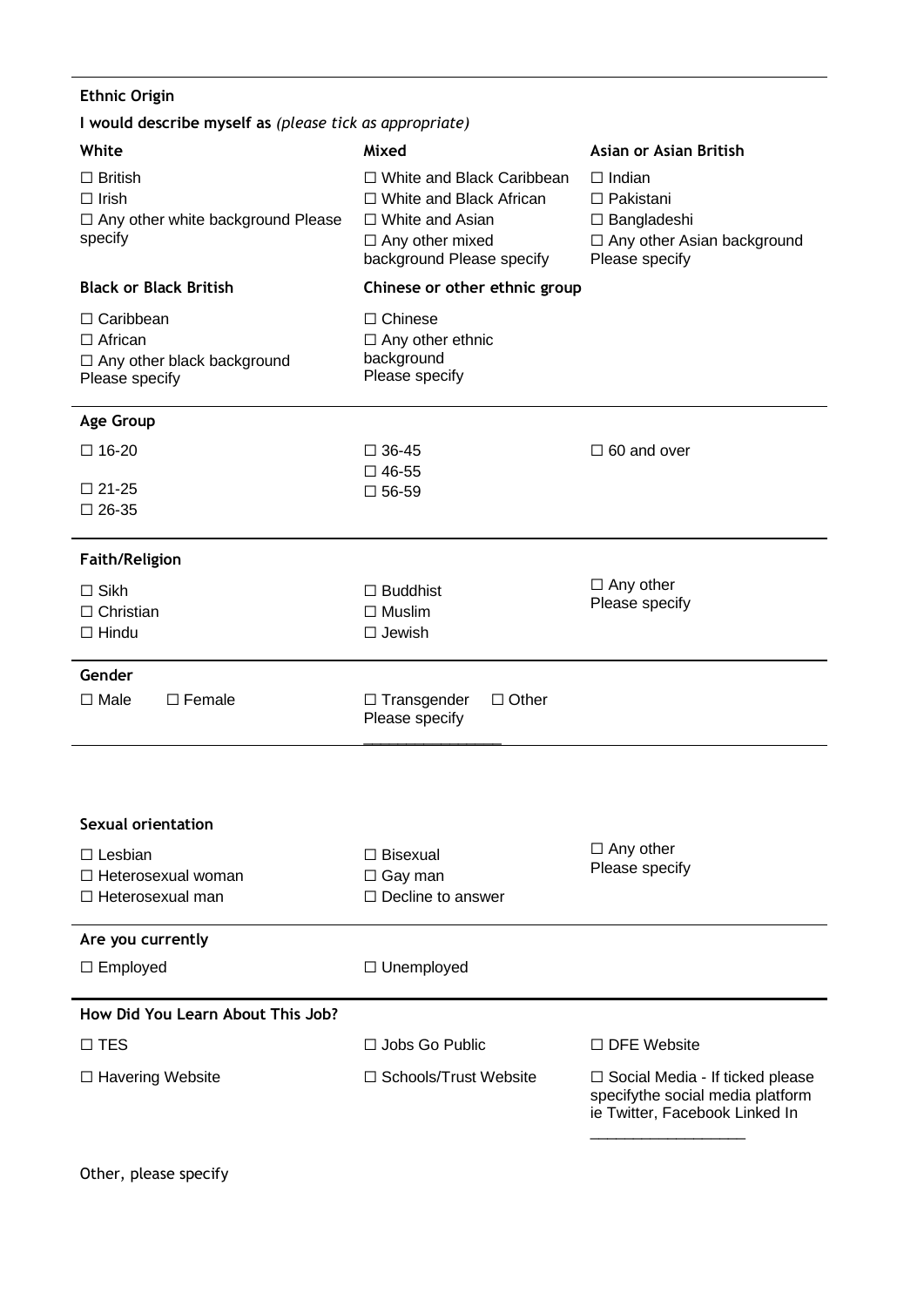**Ethnic Origin**

**I would describe myself as** *(please tick as appropriate)*

| White | Mixed | Asian or Asian British |
|---|---|---|
| ☐ British<br>☐ Irish<br>☐ Any other white background Please specify | ☐ White and Black Caribbean<br>☐ White and Black African<br>☐ White and Asian<br>☐ Any other mixed background Please specify | ☐ Indian<br>☐ Pakistani<br>☐ Bangladeshi<br>☐ Any other Asian background Please specify |
| **Black or Black British** | **Chinese or other ethnic group** | |
| ☐ Caribbean<br>☐ African<br>☐ Any other black background Please specify | ☐ Chinese<br>☐ Any other ethnic background Please specify | |

**Age Group**

| | | |
|---|---|---|
| ☐ 16-20<br>☐ 21-25<br>☐ 26-35 | ☐ 36-45<br>☐ 46-55<br>☐ 56-59 | ☐ 60 and over |

**Faith/Religion**

| | | |
|---|---|---|
| ☐ Sikh<br>☐ Christian<br>☐ Hindu | ☐ Buddhist<br>☐ Muslim<br>☐ Jewish | ☐ Any other Please specify |

**Gender**

☐ Male ☐ Female ☐ Transgender ☐ Other Please specify \_\_\_\_\_\_\_\_\_\_\_\_\_\_\_\_

**Sexual orientation**

| | | |
|---|---|---|
| ☐ Lesbian<br>☐ Heterosexual woman<br>☐ Heterosexual man | ☐ Bisexual<br>☐ Gay man<br>☐ Decline to answer | ☐ Any other Please specify |

**Are you currently**

☐ Employed ☐ Unemployed

**How Did You Learn About This Job?**

| | | |
|---|---|---|
| ☐ TES | ☐ Jobs Go Public | ☐ DFE Website |
| ☐ Havering Website | ☐ Schools/Trust Website | ☐ Social Media - If ticked please specifythe social media platform ie Twitter, Facebook Linked In \_\_\_\_\_\_\_\_\_\_\_\_\_\_\_\_\_\_ |

Other, please specify